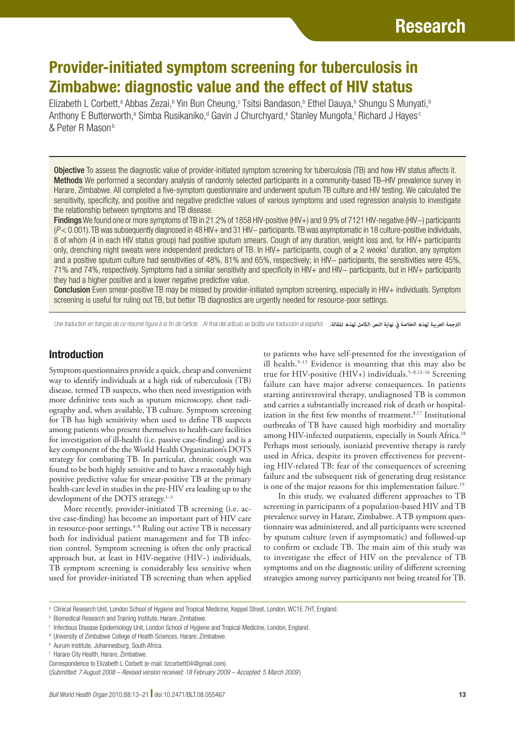# Provider-initiated symptom screening for tuberculosis in Zimbabwe: diagnostic value and the effect of HIV status

Elizabeth L Corbett,[a] Abbas Zezai,[b] Yin Bun Cheung,[c] Tsitsi Bandason,[b] Ethel Dauya,[b] Shungu S Munyati,[b] Anthony E Butterworth,[a] Simba Rusikaniko,[d] Gavin J Churchyard,[e] Stanley Mungofa,[f] Richard J Hayes[c] & Peter R Mason[b]

**Objective** To assess the diagnostic value of provider-initiated symptom screening for tuberculosis (TB) and how HIV status affects it.

**Methods** We performed a secondary analysis of randomly selected participants in a community-based TB–HIV prevalence survey in Harare, Zimbabwe. All completed a five-symptom questionnaire and underwent sputum TB culture and HIV testing. We calculated the sensitivity, specificity, and positive and negative predictive values of various symptoms and used regression analysis to investigate the relationship between symptoms and TB disease.

**Findings** We found one or more symptoms of TB in 21.2% of 1858 HIV-positive (HIV+) and 9.9% of 7121 HIV-negative (HIV–) participants ($P < 0.001$). TB was subsequently diagnosed in 48 HIV+ and 31 HIV– participants. TB was asymptomatic in 18 culture-positive individuals, 8 of whom (4 in each HIV status group) had positive sputum smears. Cough of any duration, weight loss and, for HIV+ participants only, drenching night sweats were independent predictors of TB. In HIV+ participants, cough of ≥ 2 weeks' duration, any symptom and a positive sputum culture had sensitivities of 48%, 81% and 65%, respectively; in HIV– participants, the sensitivities were 45%, 71% and 74%, respectively. Symptoms had a similar sensitivity and specificity in HIV+ and HIV– participants, but in HIV+ participants they had a higher positive and a lower negative predictive value.

**Conclusion** Even smear-positive TB may be missed by provider-initiated symptom screening, especially in HIV+ individuals. Symptom screening is useful for ruling out TB, but better TB diagnostics are urgently needed for resource-poor settings.

*Une traduction en français de ce résumé figure à la fin de l'article. Al final del artículo se facilita una traducción al español.* الترجمة العربية لهذه الخلاصة في نهاية النص الكامل لهذه المقالة.

## Introduction

Symptom questionnaires provide a quick, cheap and convenient way to identify individuals at a high risk of tuberculosis (TB) disease, termed TB suspects, who then need investigation with more definitive tests such as sputum microscopy, chest radiography and, when available, TB culture. Symptom screening for TB has high sensitivity when used to define TB suspects among patients who present themselves to health-care facilities for investigation of ill-health (i.e. passive case-finding) and is a key component of the the World Health Organization's DOTS strategy for combating TB. In particular, chronic cough was found to be both highly sensitive and to have a reasonably high positive predictive value for smear-positive TB at the primary health-care level in studies in the pre-HIV era leading up to the development of the DOTS strategy.[1–3]

More recently, provider-initiated TB screening (i.e. active case-finding) has become an important part of HIV care in resource-poor settings.[4–8] Ruling out active TB is necessary both for individual patient management and for TB infection control. Symptom screening is often the only practical approach but, at least in HIV-negative (HIV–) individuals, TB symptom screening is considerably less sensitive when used for provider-initiated TB screening than when applied to patients who have self-presented for the investigation of ill health.[9–15] Evidence is mounting that this may also be true for HIV-positive (HIV+) individuals.[5–8,12–16] Screening failure can have major adverse consequences. In patients starting antiretroviral therapy, undiagnosed TB is common and carries a substantially increased risk of death or hospitalization in the first few months of treatment.[8,17] Institutional outbreaks of TB have caused high morbidity and mortality among HIV-infected outpatients, especially in South Africa.[18] Perhaps most seriously, isoniazid preventive therapy is rarely used in Africa, despite its proven effectiveness for preventing HIV-related TB: fear of the consequences of screening failure and the subsequent risk of generating drug resistance is one of the major reasons for this implementation failure.[19]

In this study, we evaluated different approaches to TB screening in participants of a population-based HIV and TB prevalence survey in Harare, Zimbabwe. A TB symptom questionnaire was administered, and all participants were screened by sputum culture (even if asymptomatic) and followed-up to confirm or exclude TB. The main aim of this study was to investigate the effect of HIV on the prevalence of TB symptoms and on the diagnostic utility of different screening strategies among survey participants not being treated for TB.

[a] Clinical Research Unit, London School of Hygiene and Tropical Medicine, Keppel Street, London, WC1E 7HT, England.
[b] Biomedical Research and Training Institute, Harare, Zimbabwe.
[c] Infectious Disease Epidemiology Unit, London School of Hygiene and Tropical Medicine, London, England.
[d] University of Zimbabwe College of Health Sciences, Harare, Zimbabwe.
[e] Aurum Institute, Johannesburg, South Africa.
[f] Harare City Health, Harare, Zimbabwe.
Correspondence to Elizabeth L Corbett (e-mail: lizcorbett04@gmail.com).
(*Submitted: 7 August 2008 – Revised version received: 18 February 2009 – Accepted: 5 March 2009*)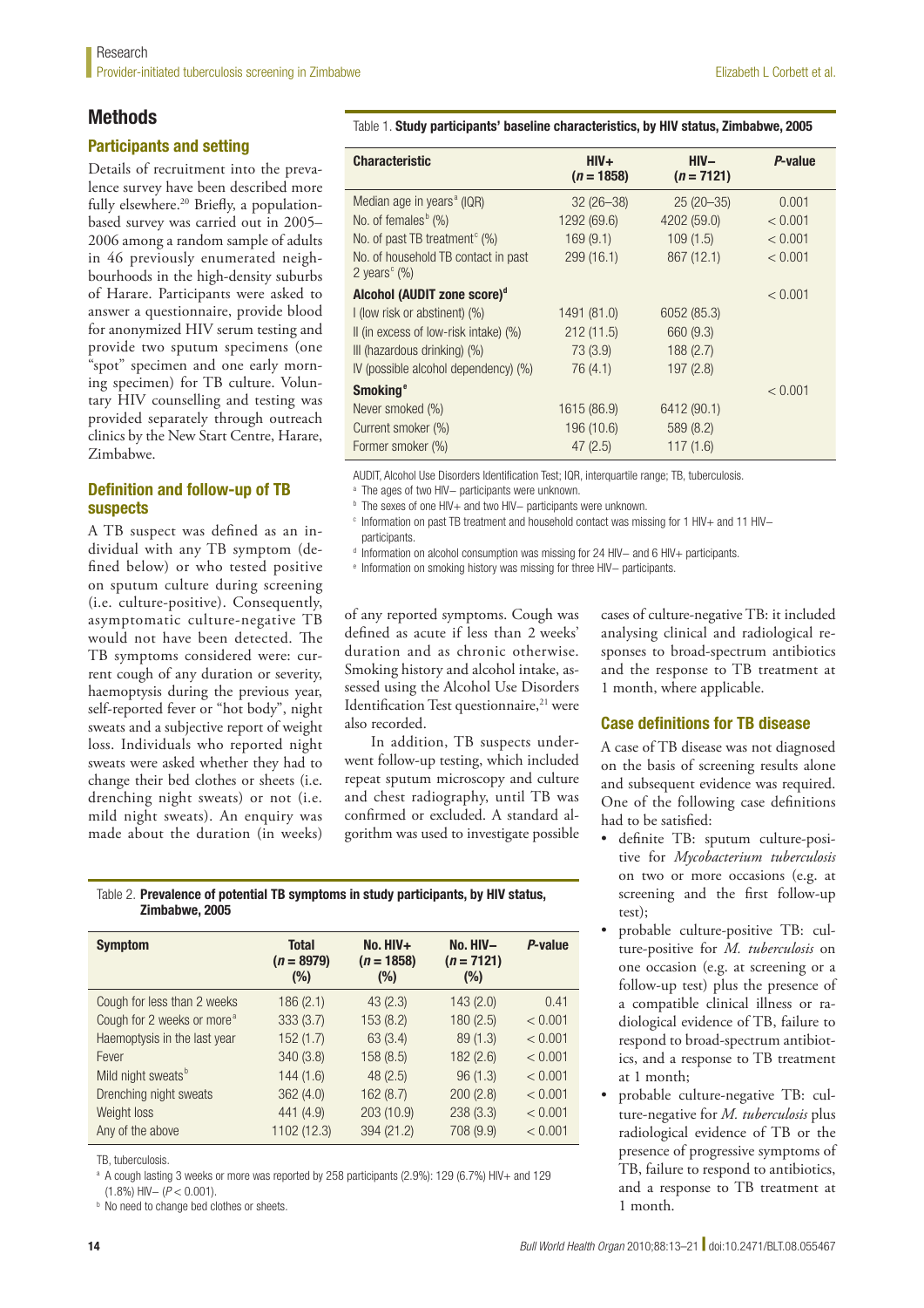## Methods

### Participants and setting

Details of recruitment into the prevalence survey have been described more fully elsewhere.[20] Briefly, a population-based survey was carried out in 2005–2006 among a random sample of adults in 46 previously enumerated neighbourhoods in the high-density suburbs of Harare. Participants were asked to answer a questionnaire, provide blood for anonymized HIV serum testing and provide two sputum specimens (one "spot" specimen and one early morning specimen) for TB culture. Voluntary HIV counselling and testing was provided separately through outreach clinics by the New Start Centre, Harare, Zimbabwe.

### Definition and follow-up of TB suspects

A TB suspect was defined as an individual with any TB symptom (defined below) or who tested positive on sputum culture during screening (i.e. culture-positive). Consequently, asymptomatic culture-negative TB would not have been detected. The TB symptoms considered were: current cough of any duration or severity, haemoptysis during the previous year, self-reported fever or "hot body", night sweats and a subjective report of weight loss. Individuals who reported night sweats were asked whether they had to change their bed clothes or sheets (i.e. drenching night sweats) or not (i.e. mild night sweats). An enquiry was made about the duration (in weeks) of any reported symptoms. Cough was defined as acute if less than 2 weeks' duration and as chronic otherwise. Smoking history and alcohol intake, assessed using the Alcohol Use Disorders Identification Test questionnaire,[21] were also recorded.

In addition, TB suspects underwent follow-up testing, which included repeat sputum microscopy and culture and chest radiography, until TB was confirmed or excluded. A standard algorithm was used to investigate possible cases of culture-negative TB: it included analysing clinical and radiological responses to broad-spectrum antibiotics and the response to TB treatment at 1 month, where applicable.

### Case definitions for TB disease

A case of TB disease was not diagnosed on the basis of screening results alone and subsequent evidence was required. One of the following case definitions had to be satisfied:

- definite TB: sputum culture-positive for *Mycobacterium tuberculosis* on two or more occasions (e.g. at screening and the first follow-up test);
- probable culture-positive TB: culture-positive for *M. tuberculosis* on one occasion (e.g. at screening or a follow-up test) plus the presence of a compatible clinical illness or radiological evidence of TB, failure to respond to broad-spectrum antibiotics, and a response to TB treatment at 1 month;
- probable culture-negative TB: culture-negative for *M. tuberculosis* plus radiological evidence of TB or the presence of progressive symptoms of TB, failure to respond to antibiotics, and a response to TB treatment at 1 month.

Table 1. **Study participants' baseline characteristics, by HIV status, Zimbabwe, 2005**

| Characteristic | HIV+ (*n* = 1858) | HIV− (*n* = 7121) | *P*-value |
|---|---|---|---|
| Median age in years[a] (IQR) | 32 (26–38) | 25 (20–35) | 0.001 |
| No. of females[b] (%) | 1292 (69.6) | 4202 (59.0) | < 0.001 |
| No. of past TB treatment[c] (%) | 169 (9.1) | 109 (1.5) | < 0.001 |
| No. of household TB contact in past 2 years[c] (%) | 299 (16.1) | 867 (12.1) | < 0.001 |
| **Alcohol (AUDIT zone score)[d]** | | | < 0.001 |
| I (low risk or abstinent) (%) | 1491 (81.0) | 6052 (85.3) | |
| II (in excess of low-risk intake) (%) | 212 (11.5) | 660 (9.3) | |
| III (hazardous drinking) (%) | 73 (3.9) | 188 (2.7) | |
| IV (possible alcohol dependency) (%) | 76 (4.1) | 197 (2.8) | |
| **Smoking[e]** | | | < 0.001 |
| Never smoked (%) | 1615 (86.9) | 6412 (90.1) | |
| Current smoker (%) | 196 (10.6) | 589 (8.2) | |
| Former smoker (%) | 47 (2.5) | 117 (1.6) | |

AUDIT, Alcohol Use Disorders Identification Test; IQR, interquartile range; TB, tuberculosis.

[a] The ages of two HIV− participants were unknown.

[b] The sexes of one HIV+ and two HIV− participants were unknown.

[c] Information on past TB treatment and household contact was missing for 1 HIV+ and 11 HIV− participants.

[d] Information on alcohol consumption was missing for 24 HIV− and 6 HIV+ participants.

[e] Information on smoking history was missing for three HIV− participants.

Table 2. **Prevalence of potential TB symptoms in study participants, by HIV status, Zimbabwe, 2005**

| Symptom | Total (*n* = 8979) (%) | No. HIV+ (*n* = 1858) (%) | No. HIV− (*n* = 7121) (%) | *P*-value |
|---|---|---|---|---|
| Cough for less than 2 weeks | 186 (2.1) | 43 (2.3) | 143 (2.0) | 0.41 |
| Cough for 2 weeks or more[a] | 333 (3.7) | 153 (8.2) | 180 (2.5) | < 0.001 |
| Haemoptysis in the last year | 152 (1.7) | 63 (3.4) | 89 (1.3) | < 0.001 |
| Fever | 340 (3.8) | 158 (8.5) | 182 (2.6) | < 0.001 |
| Mild night sweats[b] | 144 (1.6) | 48 (2.5) | 96 (1.3) | < 0.001 |
| Drenching night sweats | 362 (4.0) | 162 (8.7) | 200 (2.8) | < 0.001 |
| Weight loss | 441 (4.9) | 203 (10.9) | 238 (3.3) | < 0.001 |
| Any of the above | 1102 (12.3) | 394 (21.2) | 708 (9.9) | < 0.001 |

TB, tuberculosis.

[a] A cough lasting 3 weeks or more was reported by 258 participants (2.9%): 129 (6.7%) HIV+ and 129 (1.8%) HIV− ($P < 0.001$).

[b] No need to change bed clothes or sheets.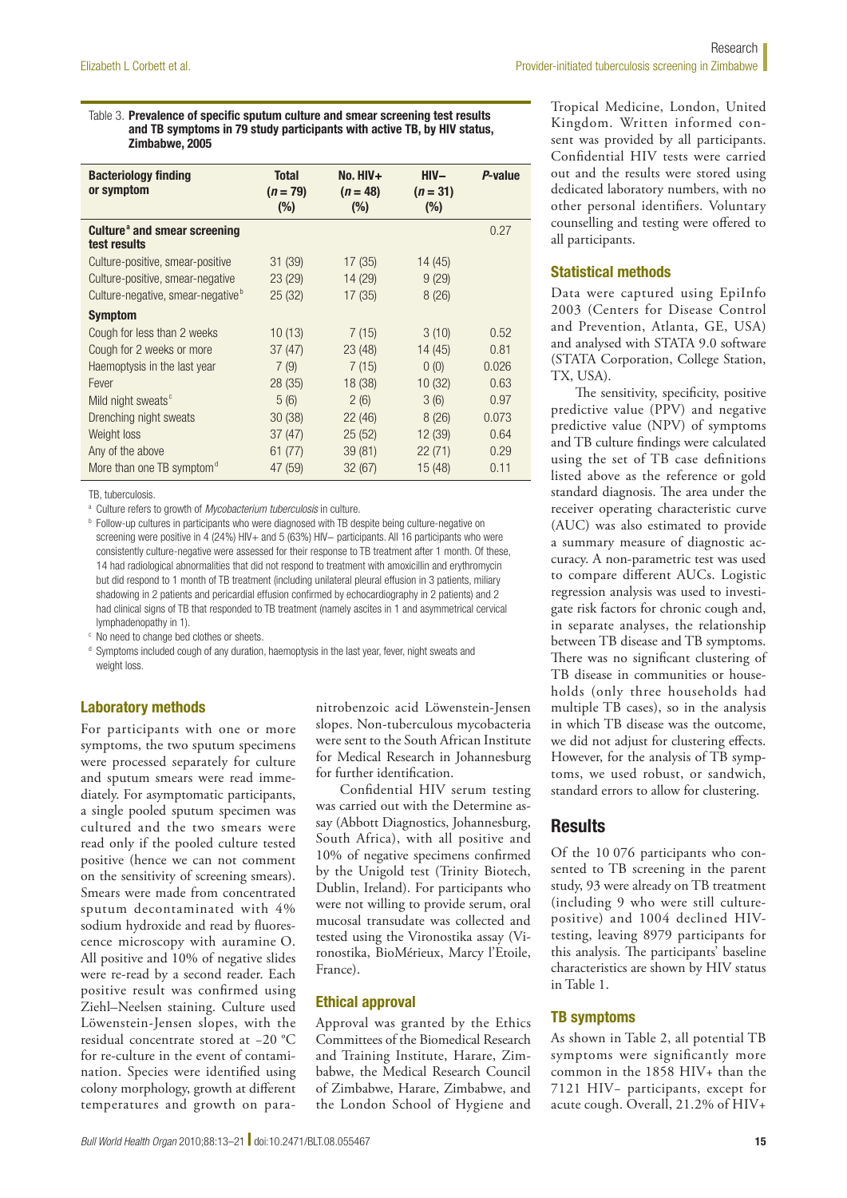Table 3. **Prevalence of specific sputum culture and smear screening test results and TB symptoms in 79 study participants with active TB, by HIV status, Zimbabwe, 2005**

| Bacteriology finding or symptom | Total ($n$ = 79) (%) | No. HIV+ ($n$ = 48) (%) | HIV– ($n$ = 31) (%) | *P*-value |
|---|---|---|---|---|
| **Culture[a] and smear screening test results** | | | | 0.27 |
| Culture-positive, smear-positive | 31 (39) | 17 (35) | 14 (45) | |
| Culture-positive, smear-negative | 23 (29) | 14 (29) | 9 (29) | |
| Culture-negative, smear-negative[b] | 25 (32) | 17 (35) | 8 (26) | |
| **Symptom** | | | | |
| Cough for less than 2 weeks | 10 (13) | 7 (15) | 3 (10) | 0.52 |
| Cough for 2 weeks or more | 37 (47) | 23 (48) | 14 (45) | 0.81 |
| Haemoptysis in the last year | 7 (9) | 7 (15) | 0 (0) | 0.026 |
| Fever | 28 (35) | 18 (38) | 10 (32) | 0.63 |
| Mild night sweats[c] | 5 (6) | 2 (6) | 3 (6) | 0.97 |
| Drenching night sweats | 30 (38) | 22 (46) | 8 (26) | 0.073 |
| Weight loss | 37 (47) | 25 (52) | 12 (39) | 0.64 |
| Any of the above | 61 (77) | 39 (81) | 22 (71) | 0.29 |
| More than one TB symptom[d] | 47 (59) | 32 (67) | 15 (48) | 0.11 |

TB, tuberculosis.

[a] Culture refers to growth of *Mycobacterium tuberculosis* in culture.

[b] Follow-up cultures in participants who were diagnosed with TB despite being culture-negative on screening were positive in 4 (24%) HIV+ and 5 (63%) HIV– participants. All 16 participants who were consistently culture-negative were assessed for their response to TB treatment after 1 month. Of these, 14 had radiological abnormalities that did not respond to treatment with amoxicillin and erythromycin but did respond to 1 month of TB treatment (including unilateral pleural effusion in 3 patients, miliary shadowing in 2 patients and pericardial effusion confirmed by echocardiography in 2 patients) and 2 had clinical signs of TB that responded to TB treatment (namely ascites in 1 and asymmetrical cervical lymphadenopathy in 1).

[c] No need to change bed clothes or sheets.

[d] Symptoms included cough of any duration, haemoptysis in the last year, fever, night sweats and weight loss.

### Laboratory methods

For participants with one or more symptoms, the two sputum specimens were processed separately for culture and sputum smears were read immediately. For asymptomatic participants, a single pooled sputum specimen was cultured and the two smears were read only if the pooled culture tested positive (hence we can not comment on the sensitivity of screening smears). Smears were made from concentrated sputum decontaminated with 4% sodium hydroxide and read by fluorescence microscopy with auramine O. All positive and 10% of negative slides were re-read by a second reader. Each positive result was confirmed using Ziehl–Neelsen staining. Culture used Löwenstein-Jensen slopes, with the residual concentrate stored at –20 °C for re-culture in the event of contamination. Species were identified using colony morphology, growth at different temperatures and growth on para-nitrobenzoic acid Löwenstein-Jensen slopes. Non-tuberculous mycobacteria were sent to the South African Institute for Medical Research in Johannesburg for further identification.

Confidential HIV serum testing was carried out with the Determine assay (Abbott Diagnostics, Johannesburg, South Africa), with all positive and 10% of negative specimens confirmed by the Unigold test (Trinity Biotech, Dublin, Ireland). For participants who were not willing to provide serum, oral mucosal transudate was collected and tested using the Vironostika assay (Vironostika, BioMérieux, Marcy l'Etoile, France).

### Ethical approval

Approval was granted by the Ethics Committees of the Biomedical Research and Training Institute, Harare, Zimbabwe, the Medical Research Council of Zimbabwe, Harare, Zimbabwe, and the London School of Hygiene and Tropical Medicine, London, United Kingdom. Written informed consent was provided by all participants. Confidential HIV tests were carried out and the results were stored using dedicated laboratory numbers, with no other personal identifiers. Voluntary counselling and testing were offered to all participants.

### Statistical methods

Data were captured using EpiInfo 2003 (Centers for Disease Control and Prevention, Atlanta, GE, USA) and analysed with STATA 9.0 software (STATA Corporation, College Station, TX, USA).

The sensitivity, specificity, positive predictive value (PPV) and negative predictive value (NPV) of symptoms and TB culture findings were calculated using the set of TB case definitions listed above as the reference or gold standard diagnosis. The area under the receiver operating characteristic curve (AUC) was also estimated to provide a summary measure of diagnostic accuracy. A non-parametric test was used to compare different AUCs. Logistic regression analysis was used to investigate risk factors for chronic cough and, in separate analyses, the relationship between TB disease and TB symptoms. There was no significant clustering of TB disease in communities or households (only three households had multiple TB cases), so in the analysis in which TB disease was the outcome, we did not adjust for clustering effects. However, for the analysis of TB symptoms, we used robust, or sandwich, standard errors to allow for clustering.

## Results

Of the 10 076 participants who consented to TB screening in the parent study, 93 were already on TB treatment (including 9 who were still culture-positive) and 1004 declined HIV-testing, leaving 8979 participants for this analysis. The participants' baseline characteristics are shown by HIV status in Table 1.

### TB symptoms

As shown in Table 2, all potential TB symptoms were significantly more common in the 1858 HIV+ than the 7121 HIV– participants, except for acute cough. Overall, 21.2% of HIV+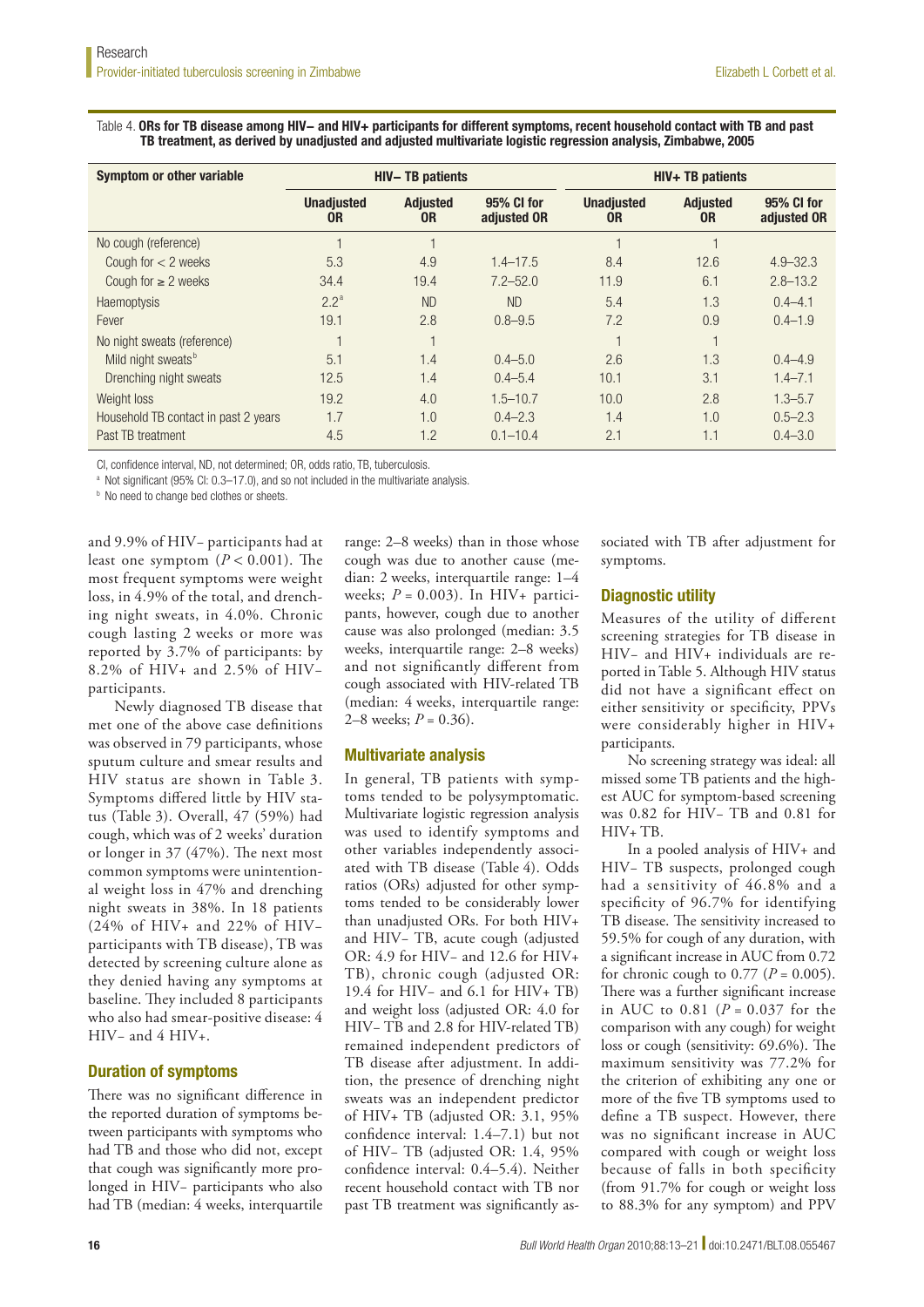Table 4. **ORs for TB disease among HIV− and HIV+ participants for different symptoms, recent household contact with TB and past TB treatment, as derived by unadjusted and adjusted multivariate logistic regression analysis, Zimbabwe, 2005**

| Symptom or other variable | HIV− TB patients | | | HIV+ TB patients | | |
|---|---|---|---|---|---|---|
| | Unadjusted OR | Adjusted OR | 95% CI for adjusted OR | Unadjusted OR | Adjusted OR | 95% CI for adjusted OR |
| No cough (reference) | 1 | 1 | | 1 | 1 | |
| Cough for < 2 weeks | 5.3 | 4.9 | 1.4–17.5 | 8.4 | 12.6 | 4.9–32.3 |
| Cough for ≥ 2 weeks | 34.4 | 19.4 | 7.2–52.0 | 11.9 | 6.1 | 2.8–13.2 |
| Haemoptysis | 2.2[a] | ND | ND | 5.4 | 1.3 | 0.4–4.1 |
| Fever | 19.1 | 2.8 | 0.8–9.5 | 7.2 | 0.9 | 0.4–1.9 |
| No night sweats (reference) | 1 | 1 | | 1 | 1 | |
| Mild night sweats[b] | 5.1 | 1.4 | 0.4–5.0 | 2.6 | 1.3 | 0.4–4.9 |
| Drenching night sweats | 12.5 | 1.4 | 0.4–5.4 | 10.1 | 3.1 | 1.4–7.1 |
| Weight loss | 19.2 | 4.0 | 1.5–10.7 | 10.0 | 2.8 | 1.3–5.7 |
| Household TB contact in past 2 years | 1.7 | 1.0 | 0.4–2.3 | 1.4 | 1.0 | 0.5–2.3 |
| Past TB treatment | 4.5 | 1.2 | 0.1–10.4 | 2.1 | 1.1 | 0.4–3.0 |

CI, confidence interval, ND, not determined; OR, odds ratio, TB, tuberculosis.

[a] Not significant (95% CI: 0.3–17.0), and so not included in the multivariate analysis.

[b] No need to change bed clothes or sheets.

and 9.9% of HIV− participants had at least one symptom ($P < 0.001$). The most frequent symptoms were weight loss, in 4.9% of the total, and drenching night sweats, in 4.0%. Chronic cough lasting 2 weeks or more was reported by 3.7% of participants: by 8.2% of HIV+ and 2.5% of HIV− participants.

Newly diagnosed TB disease that met one of the above case definitions was observed in 79 participants, whose sputum culture and smear results and HIV status are shown in Table 3. Symptoms differed little by HIV status (Table 3). Overall, 47 (59%) had cough, which was of 2 weeks' duration or longer in 37 (47%). The next most common symptoms were unintentional weight loss in 47% and drenching night sweats in 38%. In 18 patients (24% of HIV+ and 22% of HIV− participants with TB disease), TB was detected by screening culture alone as they denied having any symptoms at baseline. They included 8 participants who also had smear-positive disease: 4 HIV− and 4 HIV+.

## Duration of symptoms

There was no significant difference in the reported duration of symptoms between participants with symptoms who had TB and those who did not, except that cough was significantly more prolonged in HIV− participants who also had TB (median: 4 weeks, interquartile range: 2–8 weeks) than in those whose cough was due to another cause (median: 2 weeks, interquartile range: 1–4 weeks; $P = 0.003$). In HIV+ participants, however, cough due to another cause was also prolonged (median: 3.5 weeks, interquartile range: 2–8 weeks) and not significantly different from cough associated with HIV-related TB (median: 4 weeks, interquartile range: 2–8 weeks; $P = 0.36$).

## Multivariate analysis

In general, TB patients with symptoms tended to be polysymptomatic. Multivariate logistic regression analysis was used to identify symptoms and other variables independently associated with TB disease (Table 4). Odds ratios (ORs) adjusted for other symptoms tended to be considerably lower than unadjusted ORs. For both HIV+ and HIV− TB, acute cough (adjusted OR: 4.9 for HIV− and 12.6 for HIV+ TB), chronic cough (adjusted OR: 19.4 for HIV− and 6.1 for HIV+ TB) and weight loss (adjusted OR: 4.0 for HIV− TB and 2.8 for HIV-related TB) remained independent predictors of TB disease after adjustment. In addition, the presence of drenching night sweats was an independent predictor of HIV+ TB (adjusted OR: 3.1, 95% confidence interval: 1.4–7.1) but not of HIV− TB (adjusted OR: 1.4, 95% confidence interval: 0.4–5.4). Neither recent household contact with TB nor past TB treatment was significantly associated with TB after adjustment for symptoms.

## Diagnostic utility

Measures of the utility of different screening strategies for TB disease in HIV− and HIV+ individuals are reported in Table 5. Although HIV status did not have a significant effect on either sensitivity or specificity, PPVs were considerably higher in HIV+ participants.

No screening strategy was ideal: all missed some TB patients and the highest AUC for symptom-based screening was 0.82 for HIV− TB and 0.81 for HIV+ TB.

In a pooled analysis of HIV+ and HIV− TB suspects, prolonged cough had a sensitivity of 46.8% and a specificity of 96.7% for identifying TB disease. The sensitivity increased to 59.5% for cough of any duration, with a significant increase in AUC from 0.72 for chronic cough to 0.77 ($P = 0.005$). There was a further significant increase in AUC to 0.81 ($P = 0.037$ for the comparison with any cough) for weight loss or cough (sensitivity: 69.6%). The maximum sensitivity was 77.2% for the criterion of exhibiting any one or more of the five TB symptoms used to define a TB suspect. However, there was no significant increase in AUC compared with cough or weight loss because of falls in both specificity (from 91.7% for cough or weight loss to 88.3% for any symptom) and PPV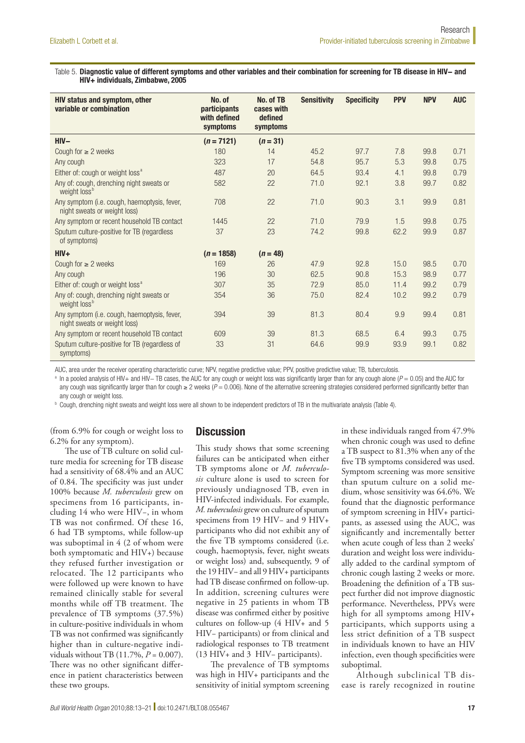Table 5. **Diagnostic value of different symptoms and other variables and their combination for screening for TB disease in HIV– and HIV+ individuals, Zimbabwe, 2005**

| HIV status and symptom, other variable or combination | No. of participants with defined symptoms | No. of TB cases with defined symptoms | Sensitivity | Specificity | PPV | NPV | AUC |
|---|---|---|---|---|---|---|---|
| **HIV–** | **(n = 7121)** | **(n = 31)** | | | | | |
| Cough for ≥ 2 weeks | 180 | 14 | 45.2 | 97.7 | 7.8 | 99.8 | 0.71 |
| Any cough | 323 | 17 | 54.8 | 95.7 | 5.3 | 99.8 | 0.75 |
| Either of: cough or weight loss[a] | 487 | 20 | 64.5 | 93.4 | 4.1 | 99.8 | 0.79 |
| Any of: cough, drenching night sweats or weight loss[b] | 582 | 22 | 71.0 | 92.1 | 3.8 | 99.7 | 0.82 |
| Any symptom (i.e. cough, haemoptysis, fever, night sweats or weight loss) | 708 | 22 | 71.0 | 90.3 | 3.1 | 99.9 | 0.81 |
| Any symptom or recent household TB contact | 1445 | 22 | 71.0 | 79.9 | 1.5 | 99.8 | 0.75 |
| Sputum culture-positive for TB (regardless of symptoms) | 37 | 23 | 74.2 | 99.8 | 62.2 | 99.9 | 0.87 |
| **HIV+** | **(n = 1858)** | **(n = 48)** | | | | | |
| Cough for ≥ 2 weeks | 169 | 26 | 47.9 | 92.8 | 15.0 | 98.5 | 0.70 |
| Any cough | 196 | 30 | 62.5 | 90.8 | 15.3 | 98.9 | 0.77 |
| Either of: cough or weight loss[a] | 307 | 35 | 72.9 | 85.0 | 11.4 | 99.2 | 0.79 |
| Any of: cough, drenching night sweats or weight loss[b] | 354 | 36 | 75.0 | 82.4 | 10.2 | 99.2 | 0.79 |
| Any symptom (i.e. cough, haemoptysis, fever, night sweats or weight loss) | 394 | 39 | 81.3 | 80.4 | 9.9 | 99.4 | 0.81 |
| Any symptom or recent household TB contact | 609 | 39 | 81.3 | 68.5 | 6.4 | 99.3 | 0.75 |
| Sputum culture-positive for TB (regardless of symptoms) | 33 | 31 | 64.6 | 99.9 | 93.9 | 99.1 | 0.82 |

AUC, area under the receiver operating characteristic curve; NPV, negative predictive value; PPV, positive predictive value; TB, tuberculosis.

[a] In a pooled analysis of HIV+ and HIV– TB cases, the AUC for any cough or weight loss was significantly larger than for any cough alone ($P = 0.05$) and the AUC for any cough was significantly larger than for cough ≥ 2 weeks ($P = 0.006$). None of the alternative screening strategies considered performed significantly better than any cough or weight loss.

[b] Cough, drenching night sweats and weight loss were all shown to be independent predictors of TB in the multivariate analysis (Table 4).

(from 6.9% for cough or weight loss to 6.2% for any symptom).

The use of TB culture on solid culture media for screening for TB disease had a sensitivity of 68.4% and an AUC of 0.84. The specificity was just under 100% because *M. tuberculosis* grew on specimens from 16 participants, including 14 who were HIV–, in whom TB was not confirmed. Of these 16, 6 had TB symptoms, while follow-up was suboptimal in 4 (2 of whom were both symptomatic and HIV+) because they refused further investigation or relocated. The 12 participants who were followed up were known to have remained clinically stable for several months while off TB treatment. The prevalence of TB symptoms (37.5%) in culture-positive individuals in whom TB was not confirmed was significantly higher than in culture-negative individuals without TB (11.7%, $P = 0.007$). There was no other significant difference in patient characteristics between these two groups.

## Discussion

This study shows that some screening failures can be anticipated when either TB symptoms alone or *M. tuberculosis* culture alone is used to screen for previously undiagnosed TB, even in HIV-infected individuals. For example, *M. tuberculosis* grew on culture of sputum specimens from 19 HIV– and 9 HIV+ participants who did not exhibit any of the five TB symptoms considered (i.e. cough, haemoptysis, fever, night sweats or weight loss) and, subsequently, 9 of the 19 HIV– and all 9 HIV+ participants had TB disease confirmed on follow-up. In addition, screening cultures were negative in 25 patients in whom TB disease was confirmed either by positive cultures on follow-up (4 HIV+ and 5 HIV– participants) or from clinical and radiological responses to TB treatment (13 HIV+ and 3 HIV– participants).

The prevalence of TB symptoms was high in HIV+ participants and the sensitivity of initial symptom screening in these individuals ranged from 47.9% when chronic cough was used to define a TB suspect to 81.3% when any of the five TB symptoms considered was used. Symptom screening was more sensitive than sputum culture on a solid medium, whose sensitivity was 64.6%. We found that the diagnostic performance of symptom screening in HIV+ participants, as assessed using the AUC, was significantly and incrementally better when acute cough of less than 2 weeks' duration and weight loss were individually added to the cardinal symptom of chronic cough lasting 2 weeks or more. Broadening the definition of a TB suspect further did not improve diagnostic performance. Nevertheless, PPVs were high for all symptoms among HIV+ participants, which supports using a less strict definition of a TB suspect in individuals known to have an HIV infection, even though specificities were suboptimal.

Although subclinical TB disease is rarely recognized in routine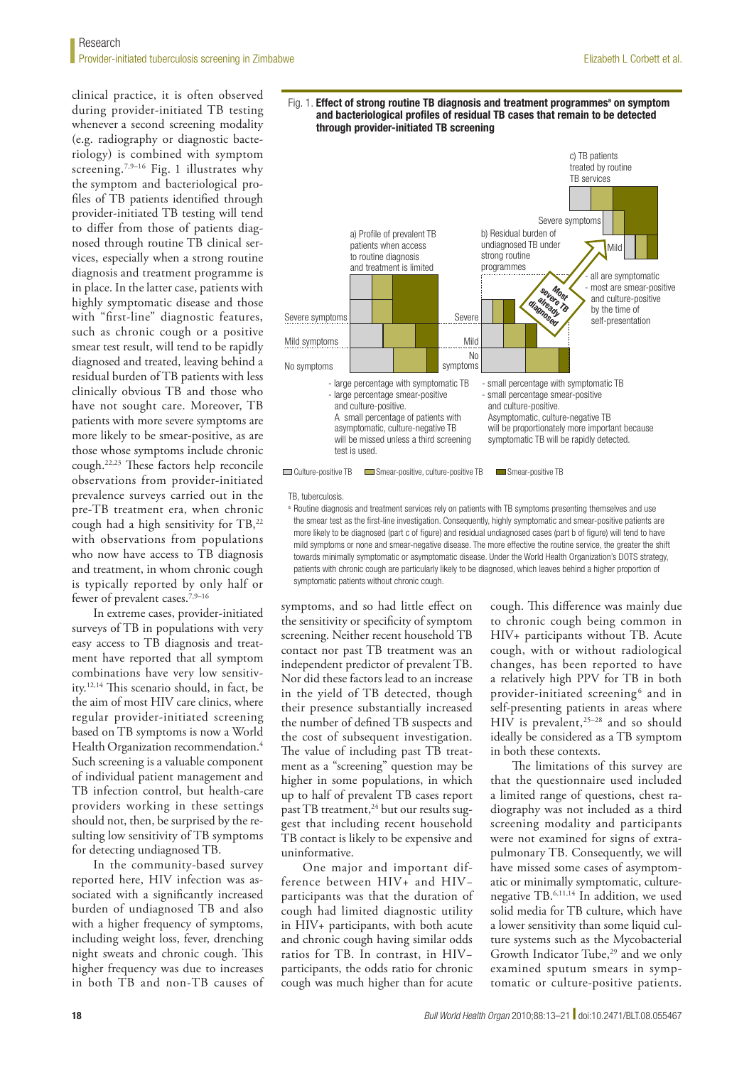clinical practice, it is often observed during provider-initiated TB testing whenever a second screening modality (e.g. radiography or diagnostic bacteriology) is combined with symptom screening.[7,9–16] Fig. 1 illustrates why the symptom and bacteriological profiles of TB patients identified through provider-initiated TB testing will tend to differ from those of patients diagnosed through routine TB clinical services, especially when a strong routine diagnosis and treatment programme is in place. In the latter case, patients with highly symptomatic disease and those with "first-line" diagnostic features, such as chronic cough or a positive smear test result, will tend to be rapidly diagnosed and treated, leaving behind a residual burden of TB patients with less clinically obvious TB and those who have not sought care. Moreover, TB patients with more severe symptoms are more likely to be smear-positive, as are those whose symptoms include chronic cough.[22,23] These factors help reconcile observations from provider-initiated prevalence surveys carried out in the pre-TB treatment era, when chronic cough had a high sensitivity for TB,[22] with observations from populations who now have access to TB diagnosis and treatment, in whom chronic cough is typically reported by only half or fewer of prevalent cases.[7,9–16]

In extreme cases, provider-initiated surveys of TB in populations with very easy access to TB diagnosis and treatment have reported that all symptom combinations have very low sensitivity.[12,14] This scenario should, in fact, be the aim of most HIV care clinics, where regular provider-initiated screening based on TB symptoms is now a World Health Organization recommendation.[4] Such screening is a valuable component of individual patient management and TB infection control, but health-care providers working in these settings should not, then, be surprised by the resulting low sensitivity of TB symptoms for detecting undiagnosed TB.

In the community-based survey reported here, HIV infection was associated with a significantly increased burden of undiagnosed TB and also with a higher frequency of symptoms, including weight loss, fever, drenching night sweats and chronic cough. This higher frequency was due to increases in both TB and non-TB causes of

Fig. 1. **Effect of strong routine TB diagnosis and treatment programmes[a] on symptom and bacteriological profiles of residual TB cases that remain to be detected through provider-initiated TB screening**

a) Profile of prevalent TB patients when access to routine diagnosis and treatment is limited

b) Residual burden of undiagnosed TB under strong routine programmes

c) TB patients treated by routine TB services

Severe symptoms
Mild symptoms
No symptoms

Severe
Mild
No symptoms

Severe symptoms
Mild

Most severe TB already diagnosed

- all are symptomatic
- most are smear-positive and culture-positive by the time of self-presentation

- large percentage with symptomatic TB
- large percentage smear-positive and culture-positive.
A small percentage of patients with asymptomatic, culture-negative TB will be missed unless a third screening test is used.

- small percentage with symptomatic TB
- small percentage smear-positive and culture-positive.
Asymptomatic, culture-negative TB will be proportionately more important because symptomatic TB will be rapidly detected.

Culture-positive TB    Smear-positive, culture-positive TB    Smear-positive TB

TB, tuberculosis.

[a] Routine diagnosis and treatment services rely on patients with TB symptoms presenting themselves and use the smear test as the first-line investigation. Consequently, highly symptomatic and smear-positive patients are more likely to be diagnosed (part c of figure) and residual undiagnosed cases (part b of figure) will tend to have mild symptoms or none and smear-negative disease. The more effective the routine service, the greater the shift towards minimally symptomatic or asymptomatic disease. Under the World Health Organization's DOTS strategy, patients with chronic cough are particularly likely to be diagnosed, which leaves behind a higher proportion of symptomatic patients without chronic cough.

symptoms, and so had little effect on the sensitivity or specificity of symptom screening. Neither recent household TB contact nor past TB treatment was an independent predictor of prevalent TB. Nor did these factors lead to an increase in the yield of TB detected, though their presence substantially increased the number of defined TB suspects and the cost of subsequent investigation. The value of including past TB treatment as a "screening" question may be higher in some populations, in which up to half of prevalent TB cases report past TB treatment,[24] but our results suggest that including recent household TB contact is likely to be expensive and uninformative.

One major and important difference between HIV+ and HIV– participants was that the duration of cough had limited diagnostic utility in HIV+ participants, with both acute and chronic cough having similar odds ratios for TB. In contrast, in HIV– participants, the odds ratio for chronic cough was much higher than for acute cough. This difference was mainly due to chronic cough being common in HIV+ participants without TB. Acute cough, with or without radiological changes, has been reported to have a relatively high PPV for TB in both provider-initiated screening[6] and in self-presenting patients in areas where HIV is prevalent,[25–28] and so should ideally be considered as a TB symptom in both these contexts.

The limitations of this survey are that the questionnaire used included a limited range of questions, chest radiography was not included as a third screening modality and participants were not examined for signs of extrapulmonary TB. Consequently, we will have missed some cases of asymptomatic or minimally symptomatic, culture-negative TB.[6,11,14] In addition, we used solid media for TB culture, which have a lower sensitivity than some liquid culture systems such as the Mycobacterial Growth Indicator Tube,[29] and we only examined sputum smears in symptomatic or culture-positive patients.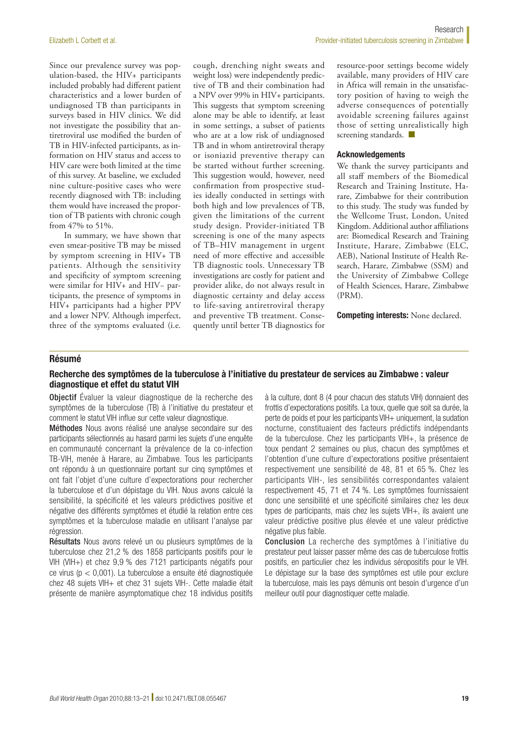Since our prevalence survey was population-based, the HIV+ participants included probably had different patient characteristics and a lower burden of undiagnosed TB than participants in surveys based in HIV clinics. We did not investigate the possibility that antiretroviral use modified the burden of TB in HIV-infected participants, as information on HIV status and access to HIV care were both limited at the time of this survey. At baseline, we excluded nine culture-positive cases who were recently diagnosed with TB: including them would have increased the proportion of TB patients with chronic cough from 47% to 51%.

In summary, we have shown that even smear-positive TB may be missed by symptom screening in HIV+ TB patients. Although the sensitivity and specificity of symptom screening were similar for HIV+ and HIV– participants, the presence of symptoms in HIV+ participants had a higher PPV and a lower NPV. Although imperfect, three of the symptoms evaluated (i.e. cough, drenching night sweats and weight loss) were independently predictive of TB and their combination had a NPV over 99% in HIV+ participants. This suggests that symptom screening alone may be able to identify, at least in some settings, a subset of patients who are at a low risk of undiagnosed TB and in whom antiretroviral therapy or isoniazid preventive therapy can be started without further screening. This suggestion would, however, need confirmation from prospective studies ideally conducted in settings with both high and low prevalences of TB, given the limitations of the current study design. Provider-initiated TB screening is one of the many aspects of TB–HIV management in urgent need of more effective and accessible TB diagnostic tools. Unnecessary TB investigations are costly for patient and provider alike, do not always result in diagnostic certainty and delay access to life-saving antiretroviral therapy and preventive TB treatment. Consequently until better TB diagnostics for resource-poor settings become widely available, many providers of HIV care in Africa will remain in the unsatisfactory position of having to weigh the adverse consequences of potentially avoidable screening failures against those of setting unrealistically high screening standards. ■

#### Acknowledgements

We thank the survey participants and all staff members of the Biomedical Research and Training Institute, Harare, Zimbabwe for their contribution to this study. The study was funded by the Wellcome Trust, London, United Kingdom. Additional author affiliations are: Biomedical Research and Training Institute, Harare, Zimbabwe (ELC, AEB), National Institute of Health Research, Harare, Zimbabwe (SSM) and the University of Zimbabwe College of Health Sciences, Harare, Zimbabwe (PRM).

**Competing interests:** None declared.

## Résumé

### Recherche des symptômes de la tuberculose à l'initiative du prestateur de services au Zimbabwe : valeur diagnostique et effet du statut VIH

**Objectif** Évaluer la valeur diagnostique de la recherche des symptômes de la tuberculose (TB) à l'initiative du prestateur et comment le statut VIH influe sur cette valeur diagnostique.

**Méthodes** Nous avons réalisé une analyse secondaire sur des participants sélectionnés au hasard parmi les sujets d'une enquête en communauté concernant la prévalence de la co-infection TB-VIH, menée à Harare, au Zimbabwe. Tous les participants ont répondu à un questionnaire portant sur cinq symptômes et ont fait l'objet d'une culture d'expectorations pour rechercher la tuberculose et d'un dépistage du VIH. Nous avons calculé la sensibilité, la spécificité et les valeurs prédictives positive et négative des différents symptômes et étudié la relation entre ces symptômes et la tuberculose maladie en utilisant l'analyse par régression.

**Résultats** Nous avons relevé un ou plusieurs symptômes de la tuberculose chez 21,2 % des 1858 participants positifs pour le VIH (VIH+) et chez 9,9 % des 7121 participants négatifs pour ce virus ($p < 0{,}001$). La tuberculose a ensuite été diagnostiquée chez 48 sujets VIH+ et chez 31 sujets VIH-. Cette maladie était présente de manière asymptomatique chez 18 individus positifs à la culture, dont 8 (4 pour chacun des statuts VIH) donnaient des frottis d'expectorations positifs. La toux, quelle que soit sa durée, la perte de poids et pour les participants VIH+ uniquement, la sudation nocturne, constituaient des facteurs prédictifs indépendants de la tuberculose. Chez les participants VIH+, la présence de toux pendant 2 semaines ou plus, chacun des symptômes et l'obtention d'une culture d'expectorations positive présentaient respectivement une sensibilité de 48, 81 et 65 %. Chez les participants VIH-, les sensibilités correspondantes valaient respectivement 45, 71 et 74 %. Les symptômes fournissaient donc une sensibilité et une spécificité similaires chez les deux types de participants, mais chez les sujets VIH+, ils avaient une valeur prédictive positive plus élevée et une valeur prédictive négative plus faible.

**Conclusion** La recherche des symptômes à l'initiative du prestateur peut laisser passer même des cas de tuberculose frottis positifs, en particulier chez les individus séropositifs pour le VIH. Le dépistage sur la base des symptômes est utile pour exclure la tuberculose, mais les pays démunis ont besoin d'urgence d'un meilleur outil pour diagnostiquer cette maladie.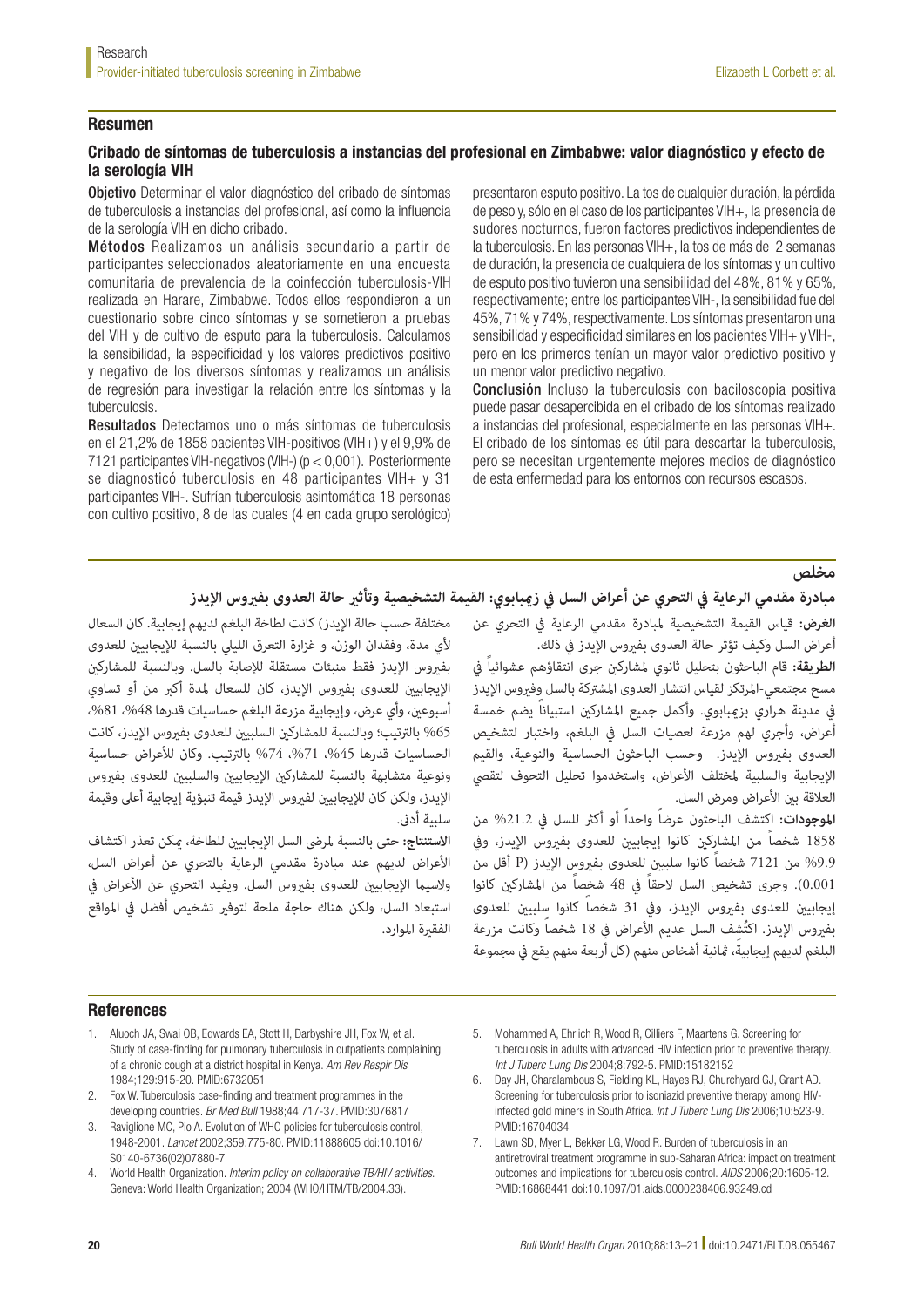## Resumen

### Cribado de síntomas de tuberculosis a instancias del profesional en Zimbabwe: valor diagnóstico y efecto de la serología VIH

**Objetivo** Determinar el valor diagnóstico del cribado de síntomas de tuberculosis a instancias del profesional, así como la influencia de la serología VIH en dicho cribado.

**Métodos** Realizamos un análisis secundario a partir de participantes seleccionados aleatoriamente en una encuesta comunitaria de prevalencia de la coinfección tuberculosis-VIH realizada en Harare, Zimbabwe. Todos ellos respondieron a un cuestionario sobre cinco síntomas y se sometieron a pruebas del VIH y de cultivo de esputo para la tuberculosis. Calculamos la sensibilidad, la especificidad y los valores predictivos positivo y negativo de los diversos síntomas y realizamos un análisis de regresión para investigar la relación entre los síntomas y la tuberculosis.

**Resultados** Detectamos uno o más síntomas de tuberculosis en el 21,2% de 1858 pacientes VIH-positivos (VIH+) y el 9,9% de 7121 participantes VIH-negativos (VIH-) ($p < 0{,}001$). Posteriormente se diagnosticó tuberculosis en 48 participantes VIH+ y 31 participantes VIH-. Sufrían tuberculosis asintomática 18 personas con cultivo positivo, 8 de las cuales (4 en cada grupo serológico) presentaron esputo positivo. La tos de cualquier duración, la pérdida de peso y, sólo en el caso de los participantes VIH+, la presencia de sudores nocturnos, fueron factores predictivos independientes de la tuberculosis. En las personas VIH+, la tos de más de 2 semanas de duración, la presencia de cualquiera de los síntomas y un cultivo de esputo positivo tuvieron una sensibilidad del 48%, 81% y 65%, respectivamente; entre los participantes VIH-, la sensibilidad fue del 45%, 71% y 74%, respectivamente. Los síntomas presentaron una sensibilidad y especificidad similares en los pacientes VIH+ y VIH-, pero en los primeros tenían un mayor valor predictivo positivo y un menor valor predictivo negativo.

**Conclusión** Incluso la tuberculosis con baciloscopia positiva puede pasar desapercibida en el cribado de los síntomas realizado a instancias del profesional, especialmente en las personas VIH+. El cribado de los síntomas es útil para descartar la tuberculosis, pero se necesitan urgentemente mejores medios de diagnóstico de esta enfermedad para los entornos con recursos escasos.

## ملخص

### مبادرة مقدمي الرعاية في التحري عن أعراض السل في زيمبابوي: القيمة التشخيصية وتأثير حالة العدوى بفيروس الإيدز

**الغرض:** قياس القيمة التشخيصية لمبادرة مقدمي الرعاية في التحري عن أعراض السل وكيف تؤثر حالة العدوى بفيروس الإيدز في ذلك.

**الطريقة:** قام الباحثون بتحليل ثانوي لمشاركين جرى انتقاؤهم عشوائياً في مسح مجتمعي-المرتكز لقياس انتشار العدوى المشتركة بالسل وفيروس الإيدز في مدينة هراري بزيمبابوي. وأكمل جميع المشاركين استبياناً يضم خمسة أعراض، وأجري لهم مزرعة لعصيات السل في البلغم، واختبار لتشخيص العدوى بفيروس الإيدز. وحسب الباحثون الحساسية والنوعية، والقيم الإيجابية والسلبية لمختلف الأعراض، واستخدموا تحليل التحوف لتقصي العلاقة بين الأعراض ومرض السل.

**الموجودات:** اكتشف الباحثون عرضاً واحداً أو أكثر للسل في 21.2% من 1858 شخصاً من المشاركين كانوا إيجابيين للعدوى بفيروس الإيدز، وفي 9.9% من 7121 شخصاً كانوا سلبيين للعدوى بفيروس الإيدز (P أقل من 0.001). وجرى تشخيص السل لاحقاً في 48 شخصاً من المشاركين كانوا إيجابيين للعدوى بفيروس الإيدز، وفي 31 شخصاً كانوا سلبيين للعدوى بفيروس الإيدز. اكتُشف السل عديم الأعراض في 18 شخصاً وكانت مزرعة البلغم لديهم إيجابية، ثمانية أشخاص منهم (كل أربعة منهم يقع في مجموعة مختلفة حسب حالة الإيدز) كانت لطاخة البلغم لديهم إيجابية. كان السعال لأي مدة، وفقدان الوزن، و غزارة التعرق الليلي بالنسبة للإيجابيين للعدوى بفيروس الإيدز فقط منبئات مستقلة للإصابة بالسل. وبالنسبة للمشاركين الإيجابيين للعدوى بفيروس الإيدز، كان للسعال لمدة أكبر من أو تساوي أسبوعين، وأي عرض، وإيجابية مزرعة البلغم حساسيات قدرها 48%، 81%، 65% بالترتيب؛ وبالنسبة للمشاركين السلبيين للعدوى بفيروس الإيدز، كانت الحساسيات قدرها 45%، 71%، 74% بالترتيب. وكان للأعراض حساسية ونوعية متشابهة بالنسبة للمشاركين الإيجابيين والسلبيين للعدوى بفيروس الإيدز، ولكن كان للإيجابيين لفيروس الإيدز قيمة تنبؤية إيجابية أعلى وقيمة سلبية أدنى.

**الاستنتاج:** حتى بالنسبة لمرضى السل الإيجابيين للطاخة، يمكن تعذر اكتشاف الأعراض لديهم عند مبادرة مقدمي الرعاية بالتحري عن أعراض السل، ولاسيما الإيجابيين للعدوى بفيروس السل. ويفيد التحري عن الأعراض في استبعاد السل، ولكن هناك حاجة ملحة لتوفير تشخيص أفضل في المواقع الفقيرة الموارد.

## References

1. Aluoch JA, Swai OB, Edwards EA, Stott H, Darbyshire JH, Fox W, et al. Study of case-finding for pulmonary tuberculosis in outpatients complaining of a chronic cough at a district hospital in Kenya. *Am Rev Respir Dis* 1984;129:915-20. PMID:6732051
2. Fox W. Tuberculosis case-finding and treatment programmes in the developing countries. *Br Med Bull* 1988;44:717-37. PMID:3076817
3. Raviglione MC, Pio A. Evolution of WHO policies for tuberculosis control, 1948-2001. *Lancet* 2002;359:775-80. PMID:11888605 doi:10.1016/S0140-6736(02)07880-7
4. World Health Organization. *Interim policy on collaborative TB/HIV activities.* Geneva: World Health Organization; 2004 (WHO/HTM/TB/2004.33).
5. Mohammed A, Ehrlich R, Wood R, Cilliers F, Maartens G. Screening for tuberculosis in adults with advanced HIV infection prior to preventive therapy. *Int J Tuberc Lung Dis* 2004;8:792-5. PMID:15182152
6. Day JH, Charalambous S, Fielding KL, Hayes RJ, Churchyard GJ, Grant AD. Screening for tuberculosis prior to isoniazid preventive therapy among HIV-infected gold miners in South Africa. *Int J Tuberc Lung Dis* 2006;10:523-9. PMID:16704034
7. Lawn SD, Myer L, Bekker LG, Wood R. Burden of tuberculosis in an antiretroviral treatment programme in sub-Saharan Africa: impact on treatment outcomes and implications for tuberculosis control. *AIDS* 2006;20:1605-12. PMID:16868441 doi:10.1097/01.aids.0000238406.93249.cd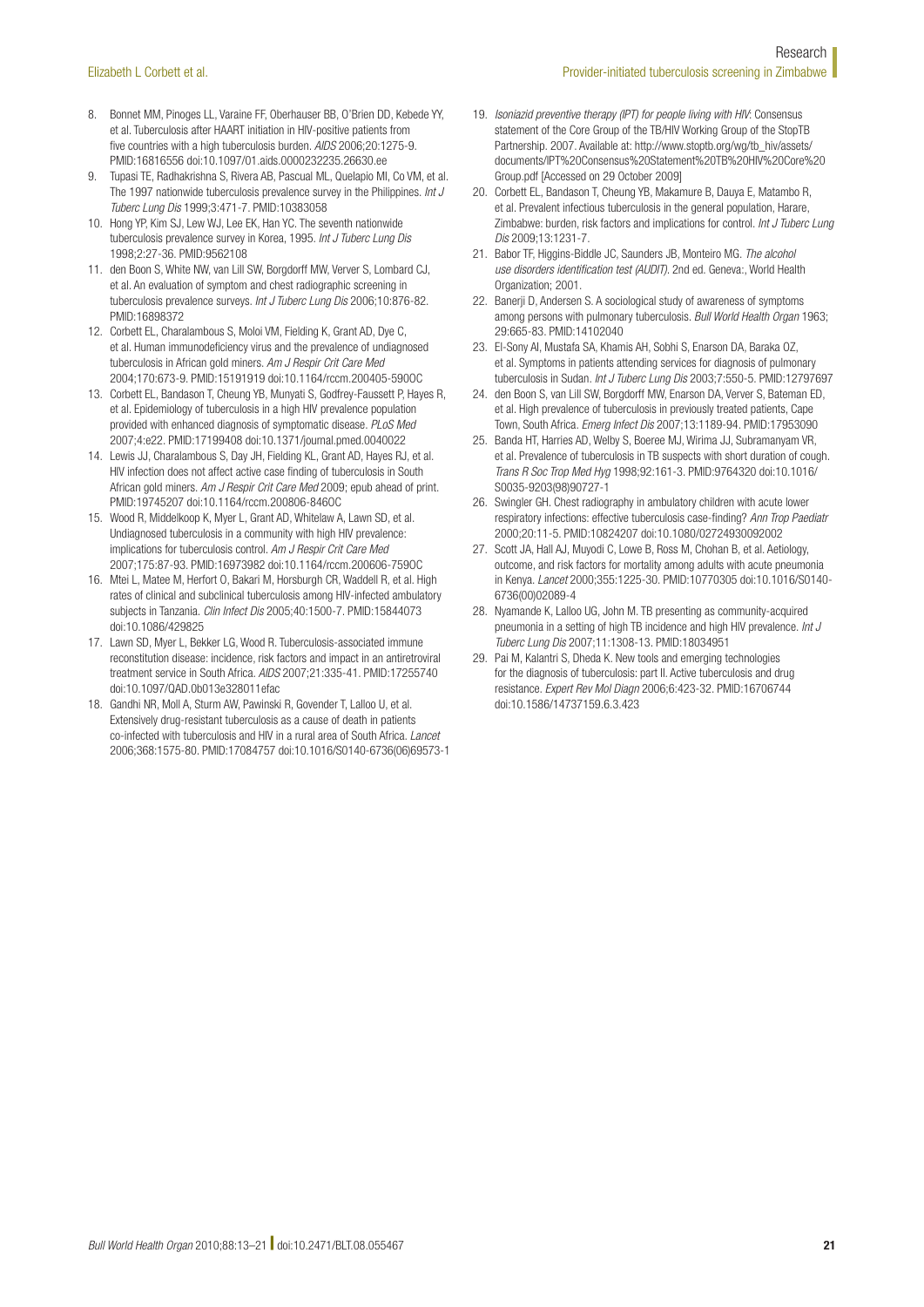8. Bonnet MM, Pinoges LL, Varaine FF, Oberhauser BB, O'Brien DD, Kebede YY, et al. Tuberculosis after HAART initiation in HIV-positive patients from five countries with a high tuberculosis burden. *AIDS* 2006;20:1275-9. PMID:16816556 doi:10.1097/01.aids.0000232235.26630.ee
9. Tupasi TE, Radhakrishna S, Rivera AB, Pascual ML, Quelapio MI, Co VM, et al. The 1997 nationwide tuberculosis prevalence survey in the Philippines. *Int J Tuberc Lung Dis* 1999;3:471-7. PMID:10383058
10. Hong YP, Kim SJ, Lew WJ, Lee EK, Han YC. The seventh nationwide tuberculosis prevalence survey in Korea, 1995. *Int J Tuberc Lung Dis* 1998;2:27-36. PMID:9562108
11. den Boon S, White NW, van Lill SW, Borgdorff MW, Verver S, Lombard CJ, et al. An evaluation of symptom and chest radiographic screening in tuberculosis prevalence surveys. *Int J Tuberc Lung Dis* 2006;10:876-82. PMID:16898372
12. Corbett EL, Charalambous S, Moloi VM, Fielding K, Grant AD, Dye C, et al. Human immunodeficiency virus and the prevalence of undiagnosed tuberculosis in African gold miners. *Am J Respir Crit Care Med* 2004;170:673-9. PMID:15191919 doi:10.1164/rccm.200405-590OC
13. Corbett EL, Bandason T, Cheung YB, Munyati S, Godfrey-Faussett P, Hayes R, et al. Epidemiology of tuberculosis in a high HIV prevalence population provided with enhanced diagnosis of symptomatic disease. *PLoS Med* 2007;4:e22. PMID:17199408 doi:10.1371/journal.pmed.0040022
14. Lewis JJ, Charalambous S, Day JH, Fielding KL, Grant AD, Hayes RJ, et al. HIV infection does not affect active case finding of tuberculosis in South African gold miners. *Am J Respir Crit Care Med* 2009; epub ahead of print. PMID:19745207 doi:10.1164/rccm.200806-846OC
15. Wood R, Middelkoop K, Myer L, Grant AD, Whitelaw A, Lawn SD, et al. Undiagnosed tuberculosis in a community with high HIV prevalence: implications for tuberculosis control. *Am J Respir Crit Care Med* 2007;175:87-93. PMID:16973982 doi:10.1164/rccm.200606-759OC
16. Mtei L, Matee M, Herfort O, Bakari M, Horsburgh CR, Waddell R, et al. High rates of clinical and subclinical tuberculosis among HIV-infected ambulatory subjects in Tanzania. *Clin Infect Dis* 2005;40:1500-7. PMID:15844073 doi:10.1086/429825
17. Lawn SD, Myer L, Bekker LG, Wood R. Tuberculosis-associated immune reconstitution disease: incidence, risk factors and impact in an antiretroviral treatment service in South Africa. *AIDS* 2007;21:335-41. PMID:17255740 doi:10.1097/QAD.0b013e328011efac
18. Gandhi NR, Moll A, Sturm AW, Pawinski R, Govender T, Lalloo U, et al. Extensively drug-resistant tuberculosis as a cause of death in patients co-infected with tuberculosis and HIV in a rural area of South Africa. *Lancet* 2006;368:1575-80. PMID:17084757 doi:10.1016/S0140-6736(06)69573-1
19. *Isoniazid preventive therapy (IPT) for people living with HIV*: Consensus statement of the Core Group of the TB/HIV Working Group of the StopTB Partnership. 2007. Available at: http://www.stoptb.org/wg/tb_hiv/assets/documents/IPT%20Consensus%20Statement%20TB%20HIV%20Core%20Group.pdf [Accessed on 29 October 2009]
20. Corbett EL, Bandason T, Cheung YB, Makamure B, Dauya E, Matambo R, et al. Prevalent infectious tuberculosis in the general population, Harare, Zimbabwe: burden, risk factors and implications for control. *Int J Tuberc Lung Dis* 2009;13:1231-7.
21. Babor TF, Higgins-Biddle JC, Saunders JB, Monteiro MG. *The alcohol use disorders identification test (AUDIT)*. 2nd ed. Geneva:, World Health Organization; 2001.
22. Banerji D, Andersen S. A sociological study of awareness of symptoms among persons with pulmonary tuberculosis. *Bull World Health Organ* 1963; 29:665-83. PMID:14102040
23. El-Sony AI, Mustafa SA, Khamis AH, Sobhi S, Enarson DA, Baraka OZ, et al. Symptoms in patients attending services for diagnosis of pulmonary tuberculosis in Sudan. *Int J Tuberc Lung Dis* 2003;7:550-5. PMID:12797697
24. den Boon S, van Lill SW, Borgdorff MW, Enarson DA, Verver S, Bateman ED, et al. High prevalence of tuberculosis in previously treated patients, Cape Town, South Africa. *Emerg Infect Dis* 2007;13:1189-94. PMID:17953090
25. Banda HT, Harries AD, Welby S, Boeree MJ, Wirima JJ, Subramanyam VR, et al. Prevalence of tuberculosis in TB suspects with short duration of cough. *Trans R Soc Trop Med Hyg* 1998;92:161-3. PMID:9764320 doi:10.1016/S0035-9203(98)90727-1
26. Swingler GH. Chest radiography in ambulatory children with acute lower respiratory infections: effective tuberculosis case-finding? *Ann Trop Paediatr* 2000;20:11-5. PMID:10824207 doi:10.1080/02724930092002
27. Scott JA, Hall AJ, Muyodi C, Lowe B, Ross M, Chohan B, et al. Aetiology, outcome, and risk factors for mortality among adults with acute pneumonia in Kenya. *Lancet* 2000;355:1225-30. PMID:10770305 doi:10.1016/S0140-6736(00)02089-4
28. Nyamande K, Lalloo UG, John M. TB presenting as community-acquired pneumonia in a setting of high TB incidence and high HIV prevalence. *Int J Tuberc Lung Dis* 2007;11:1308-13. PMID:18034951
29. Pai M, Kalantri S, Dheda K. New tools and emerging technologies for the diagnosis of tuberculosis: part II. Active tuberculosis and drug resistance. *Expert Rev Mol Diagn* 2006;6:423-32. PMID:16706744 doi:10.1586/14737159.6.3.423